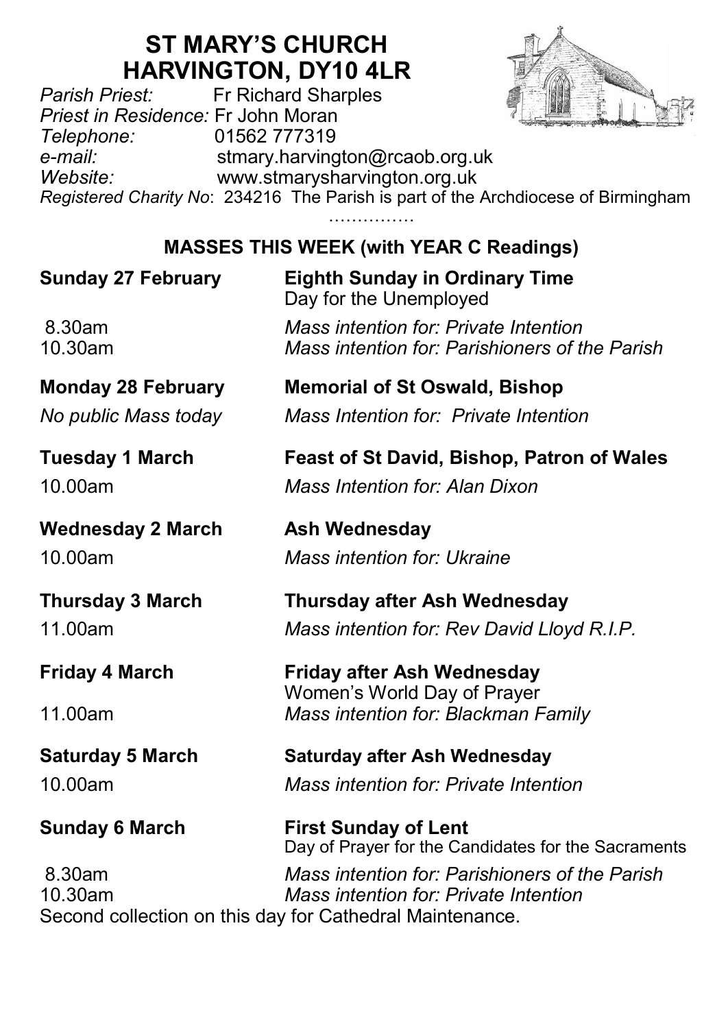# ST MARY'S CHURCH
# HARVINGTON, DY10 4LR

*Parish Priest:* Fr Richard Sharples
*Priest in Residence:* Fr John Moran
*Telephone:* 01562 777319
*e-mail:* stmary.harvington@rcaob.org.uk
*Website:* www.stmarysharvington.org.uk
*Registered Charity No*: 234216 The Parish is part of the Archdiocese of Birmingham

……………

### MASSES THIS WEEK (with YEAR C Readings)

**Sunday 27 February** — **Eighth Sunday in Ordinary Time**
Day for the Unemployed

8.30am — *Mass intention for: Private Intention*
10.30am — *Mass intention for: Parishioners of the Parish*

**Monday 28 February** — **Memorial of St Oswald, Bishop**

*No public Mass today* — *Mass Intention for: Private Intention*

**Tuesday 1 March** — **Feast of St David, Bishop, Patron of Wales**

10.00am — *Mass Intention for: Alan Dixon*

**Wednesday 2 March** — **Ash Wednesday**

10.00am — *Mass intention for: Ukraine*

**Thursday 3 March** — **Thursday after Ash Wednesday**

11.00am — *Mass intention for: Rev David Lloyd R.I.P.*

**Friday 4 March** — **Friday after Ash Wednesday**
Women's World Day of Prayer

11.00am — *Mass intention for: Blackman Family*

**Saturday 5 March** — **Saturday after Ash Wednesday**

10.00am — *Mass intention for: Private Intention*

**Sunday 6 March** — **First Sunday of Lent**
Day of Prayer for the Candidates for the Sacraments

8.30am — *Mass intention for: Parishioners of the Parish*
10.30am — *Mass intention for: Private Intention*

Second collection on this day for Cathedral Maintenance.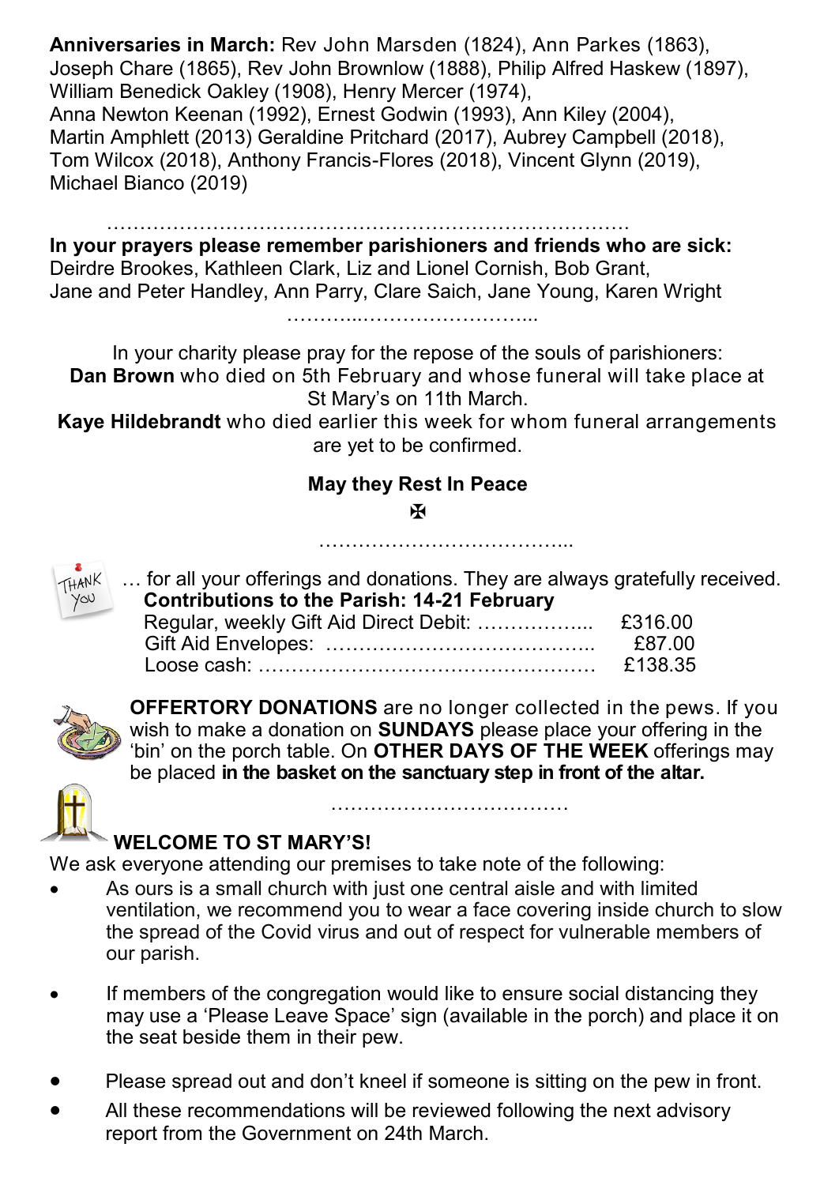**Anniversaries in March:** Rev John Marsden (1824), Ann Parkes (1863), Joseph Chare (1865), Rev John Brownlow (1888), Philip Alfred Haskew (1897), William Benedick Oakley (1908), Henry Mercer (1974), Anna Newton Keenan (1992), Ernest Godwin (1993), Ann Kiley (2004), Martin Amphlett (2013) Geraldine Pritchard (2017), Aubrey Campbell (2018), Tom Wilcox (2018), Anthony Francis-Flores (2018), Vincent Glynn (2019), Michael Bianco (2019)

…………………………………………………………………….

**In your prayers please remember parishioners and friends who are sick:** Deirdre Brookes, Kathleen Clark, Liz and Lionel Cornish, Bob Grant, Jane and Peter Handley, Ann Parry, Clare Saich, Jane Young, Karen Wright

………..……………………...

In your charity please pray for the repose of the souls of parishioners:

**Dan Brown** who died on 5th February and whose funeral will take place at St Mary's on 11th March.

**Kaye Hildebrandt** who died earlier this week for whom funeral arrangements are yet to be confirmed.

**May they Rest In Peace**

✠

………………………………...

… for all your offerings and donations. They are always gratefully received.

**Contributions to the Parish: 14-21 February**

| | |
|---|---|
| Regular, weekly Gift Aid Direct Debit: ……………... | £316.00 |
| Gift Aid Envelopes: ………………………………….. | £87.00 |
| Loose cash: …………………………………………… | £138.35 |

**OFFERTORY DONATIONS** are no longer collected in the pews. If you wish to make a donation on **SUNDAYS** please place your offering in the 'bin' on the porch table. On **OTHER DAYS OF THE WEEK** offerings may be placed **in the basket on the sanctuary step in front of the altar.**

………………………………

**WELCOME TO ST MARY'S!**

We ask everyone attending our premises to take note of the following:

- As ours is a small church with just one central aisle and with limited ventilation, we recommend you to wear a face covering inside church to slow the spread of the Covid virus and out of respect for vulnerable members of our parish.
- If members of the congregation would like to ensure social distancing they may use a 'Please Leave Space' sign (available in the porch) and place it on the seat beside them in their pew.
- Please spread out and don't kneel if someone is sitting on the pew in front.
- All these recommendations will be reviewed following the next advisory report from the Government on 24th March.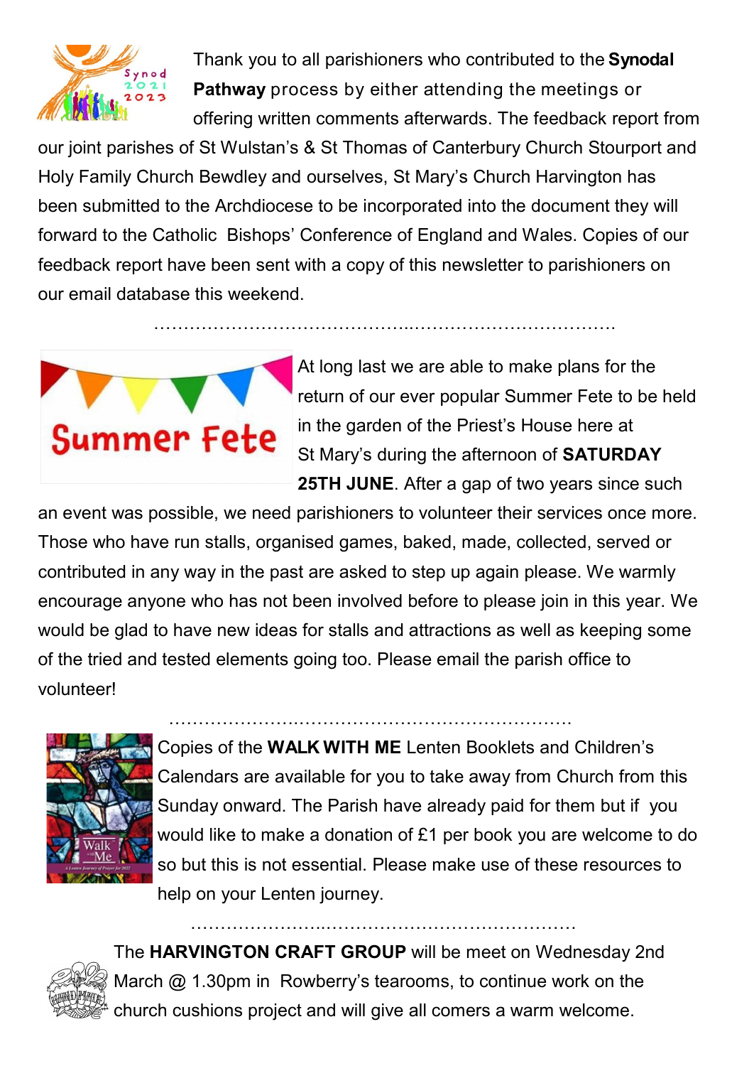Thank you to all parishioners who contributed to the **Synodal Pathway** process by either attending the meetings or offering written comments afterwards. The feedback report from our joint parishes of St Wulstan's & St Thomas of Canterbury Church Stourport and Holy Family Church Bewdley and ourselves, St Mary's Church Harvington has been submitted to the Archdiocese to be incorporated into the document they will forward to the Catholic Bishops' Conference of England and Wales. Copies of our feedback report have been sent with a copy of this newsletter to parishioners on our email database this weekend.

…………………………………………………………………………

At long last we are able to make plans for the return of our ever popular Summer Fete to be held in the garden of the Priest's House here at St Mary's during the afternoon of **SATURDAY 25TH JUNE**. After a gap of two years since such an event was possible, we need parishioners to volunteer their services once more. Those who have run stalls, organised games, baked, made, collected, served or contributed in any way in the past are asked to step up again please. We warmly encourage anyone who has not been involved before to please join in this year. We would be glad to have new ideas for stalls and attractions as well as keeping some of the tried and tested elements going too. Please email the parish office to volunteer!

……………………………………………………………………

Copies of the **WALK WITH ME** Lenten Booklets and Children's Calendars are available for you to take away from Church from this Sunday onward. The Parish have already paid for them but if you would like to make a donation of £1 per book you are welcome to do so but this is not essential. Please make use of these resources to help on your Lenten journey.

……………………………………………………………………

The **HARVINGTON CRAFT GROUP** will be meet on Wednesday 2nd March @ 1.30pm in Rowberry's tearooms, to continue work on the church cushions project and will give all comers a warm welcome.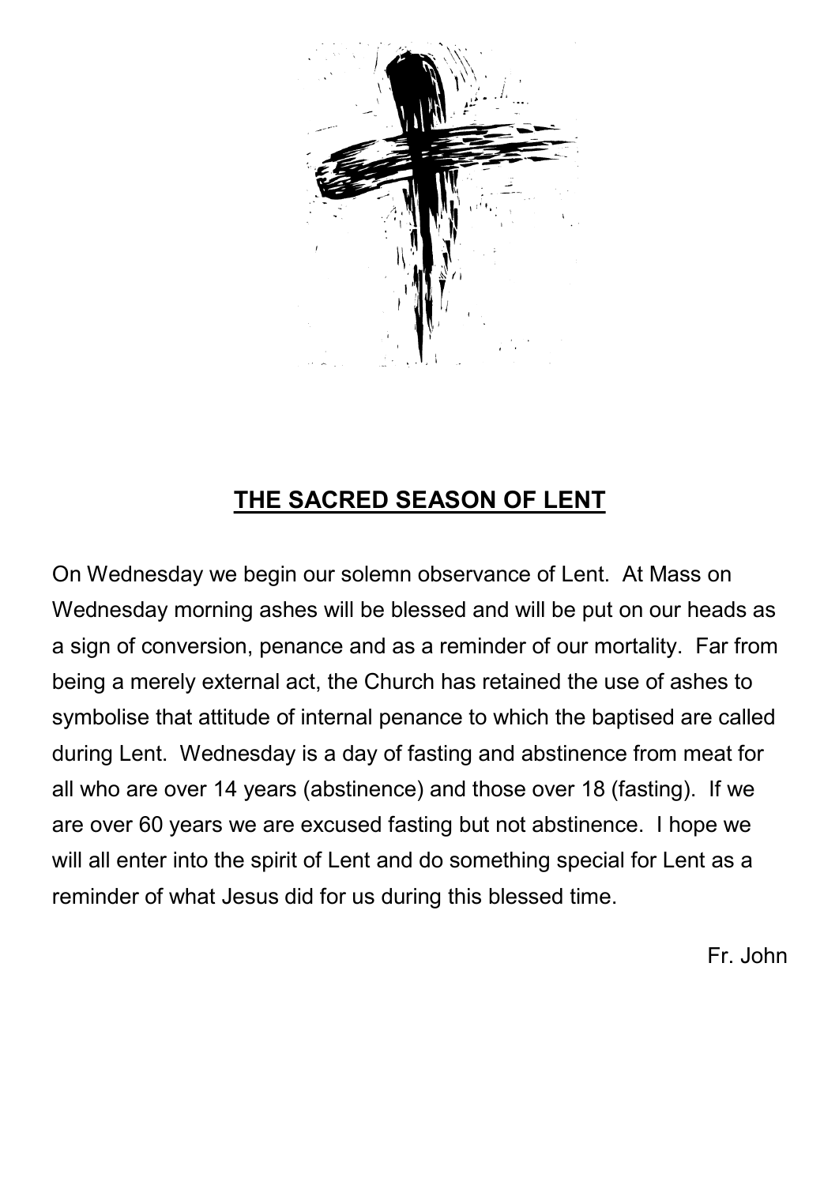## **THE SACRED SEASON OF LENT**

On Wednesday we begin our solemn observance of Lent. At Mass on Wednesday morning ashes will be blessed and will be put on our heads as a sign of conversion, penance and as a reminder of our mortality. Far from being a merely external act, the Church has retained the use of ashes to symbolise that attitude of internal penance to which the baptised are called during Lent. Wednesday is a day of fasting and abstinence from meat for all who are over 14 years (abstinence) and those over 18 (fasting). If we are over 60 years we are excused fasting but not abstinence. I hope we will all enter into the spirit of Lent and do something special for Lent as a reminder of what Jesus did for us during this blessed time.

Fr. John